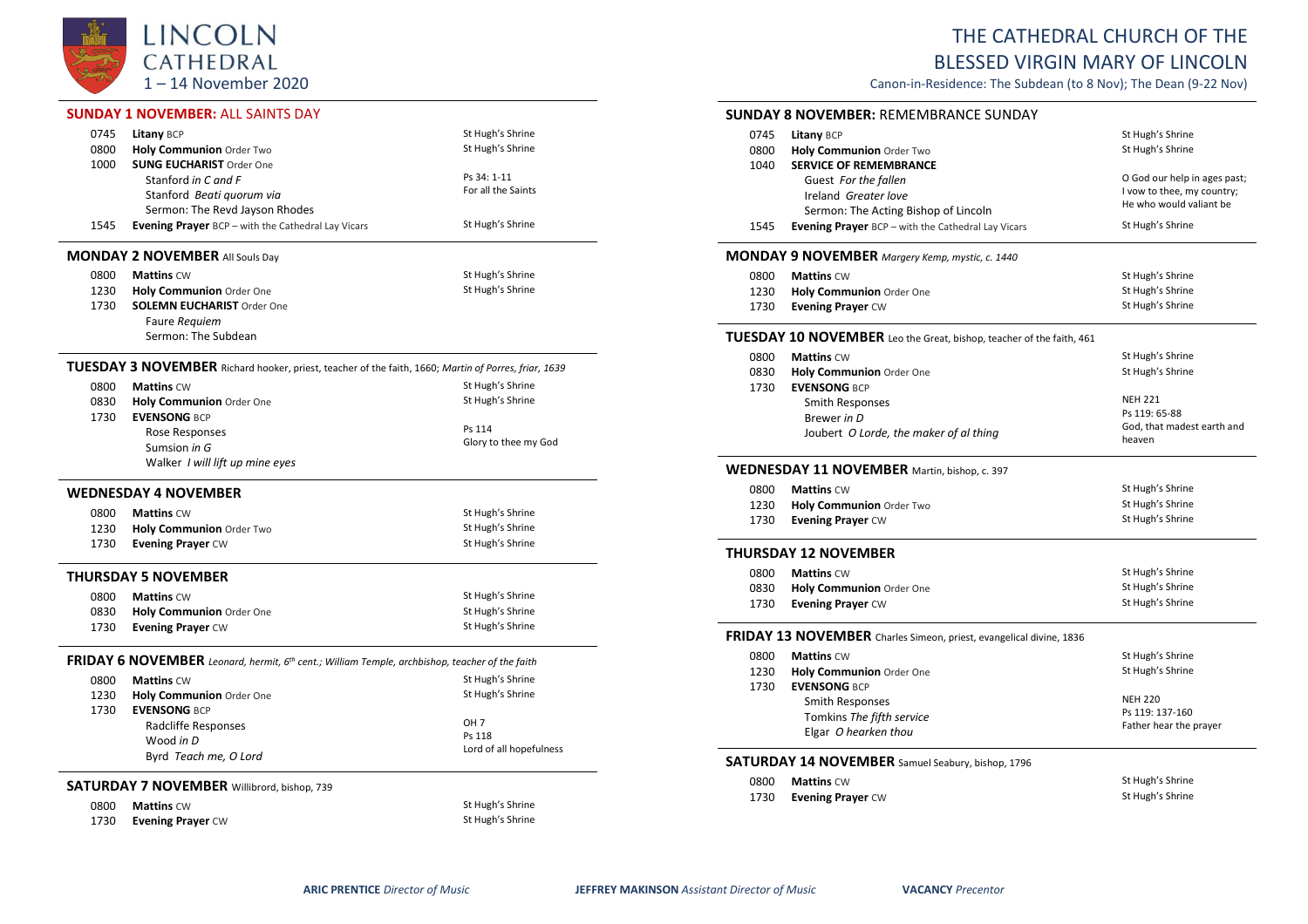# LINCOLN CATHEDRAL

1 – 14 November 2020

# THE CATHEDRAL CHURCH OF THE BLESSED VIRGIN MARY OF LINCOLN

Canon-in-Residence: The Subdean (to 8 Nov); The Dean (9-22 Nov)

## SUNDAY 1 NOVEMBER: ALL SAINTS DAY

| | | |
|---|---|---|
| 0745 | **Litany** BCP | St Hugh's Shrine |
| 0800 | **Holy Communion** Order Two | St Hugh's Shrine |
| 1000 | **SUNG EUCHARIST** Order One | |
| | Stanford *in C and F* | Ps 34: 1-11 |
| | Stanford *Beati quorum via* | For all the Saints |
| | Sermon: The Revd Jayson Rhodes | |
| 1545 | **Evening Prayer** BCP – with the Cathedral Lay Vicars | St Hugh's Shrine |

## MONDAY 2 NOVEMBER All Souls Day

| | | |
|---|---|---|
| 0800 | **Mattins** CW | St Hugh's Shrine |
| 1230 | **Holy Communion** Order One | St Hugh's Shrine |
| 1730 | **SOLEMN EUCHARIST** Order One | |
| | Faure *Requiem* | |
| | Sermon: The Subdean | |

## TUESDAY 3 NOVEMBER Richard hooker, priest, teacher of the faith, 1660; *Martin of Porres, friar, 1639*

| | | |
|---|---|---|
| 0800 | **Mattins** CW | St Hugh's Shrine |
| 0830 | **Holy Communion** Order One | St Hugh's Shrine |
| 1730 | **EVENSONG** BCP | |
| | Rose Responses | Ps 114 |
| | Sumsion *in G* | Glory to thee my God |
| | Walker *I will lift up mine eyes* | |

## WEDNESDAY 4 NOVEMBER

| | | |
|---|---|---|
| 0800 | **Mattins** CW | St Hugh's Shrine |
| 1230 | **Holy Communion** Order Two | St Hugh's Shrine |
| 1730 | **Evening Prayer** CW | St Hugh's Shrine |

## THURSDAY 5 NOVEMBER

| | | |
|---|---|---|
| 0800 | **Mattins** CW | St Hugh's Shrine |
| 0830 | **Holy Communion** Order One | St Hugh's Shrine |
| 1730 | **Evening Prayer** CW | St Hugh's Shrine |

## FRIDAY 6 NOVEMBER *Leonard, hermit, 6th cent.; William Temple, archbishop, teacher of the faith*

| | | |
|---|---|---|
| 0800 | **Mattins** CW | St Hugh's Shrine |
| 1230 | **Holy Communion** Order One | St Hugh's Shrine |
| 1730 | **EVENSONG** BCP | |
| | Radcliffe Responses | OH 7 |
| | Wood *in D* | Ps 118 |
| | Byrd *Teach me, O Lord* | Lord of all hopefulness |

## SATURDAY 7 NOVEMBER Willibrord, bishop, 739

| | | |
|---|---|---|
| 0800 | **Mattins** CW | St Hugh's Shrine |
| 1730 | **Evening Prayer** CW | St Hugh's Shrine |

## SUNDAY 8 NOVEMBER: REMEMBRANCE SUNDAY

| | | |
|---|---|---|
| 0745 | **Litany** BCP | St Hugh's Shrine |
| 0800 | **Holy Communion** Order Two | St Hugh's Shrine |
| 1040 | **SERVICE OF REMEMBRANCE** | |
| | Guest *For the fallen* | O God our help in ages past; |
| | Ireland *Greater love* | I vow to thee, my country; |
| | Sermon: The Acting Bishop of Lincoln | He who would valiant be |
| 1545 | **Evening Prayer** BCP – with the Cathedral Lay Vicars | St Hugh's Shrine |

## MONDAY 9 NOVEMBER *Margery Kemp, mystic, c. 1440*

| | | |
|---|---|---|
| 0800 | **Mattins** CW | St Hugh's Shrine |
| 1230 | **Holy Communion** Order One | St Hugh's Shrine |
| 1730 | **Evening Prayer** CW | St Hugh's Shrine |

## TUESDAY 10 NOVEMBER Leo the Great, bishop, teacher of the faith, 461

| | | |
|---|---|---|
| 0800 | **Mattins** CW | St Hugh's Shrine |
| 0830 | **Holy Communion** Order One | St Hugh's Shrine |
| 1730 | **EVENSONG** BCP | |
| | Smith Responses | NEH 221 |
| | Brewer *in D* | Ps 119: 65-88 |
| | Joubert *O Lorde, the maker of al thing* | God, that madest earth and heaven |

## WEDNESDAY 11 NOVEMBER Martin, bishop, c. 397

| | | |
|---|---|---|
| 0800 | **Mattins** CW | St Hugh's Shrine |
| 1230 | **Holy Communion** Order Two | St Hugh's Shrine |
| 1730 | **Evening Prayer** CW | St Hugh's Shrine |

## THURSDAY 12 NOVEMBER

| | | |
|---|---|---|
| 0800 | **Mattins** CW | St Hugh's Shrine |
| 0830 | **Holy Communion** Order One | St Hugh's Shrine |
| 1730 | **Evening Prayer** CW | St Hugh's Shrine |

## FRIDAY 13 NOVEMBER Charles Simeon, priest, evangelical divine, 1836

| | | |
|---|---|---|
| 0800 | **Mattins** CW | St Hugh's Shrine |
| 1230 | **Holy Communion** Order One | St Hugh's Shrine |
| 1730 | **EVENSONG** BCP | |
| | Smith Responses | NEH 220 |
| | Tomkins *The fifth service* | Ps 119: 137-160 |
| | Elgar *O hearken thou* | Father hear the prayer |

## SATURDAY 14 NOVEMBER Samuel Seabury, bishop, 1796

| | | |
|---|---|---|
| 0800 | **Mattins** CW | St Hugh's Shrine |
| 1730 | **Evening Prayer** CW | St Hugh's Shrine |

**ARIC PRENTICE** *Director of Music* **JEFFREY MAKINSON** *Assistant Director of Music* **VACANCY** *Precentor*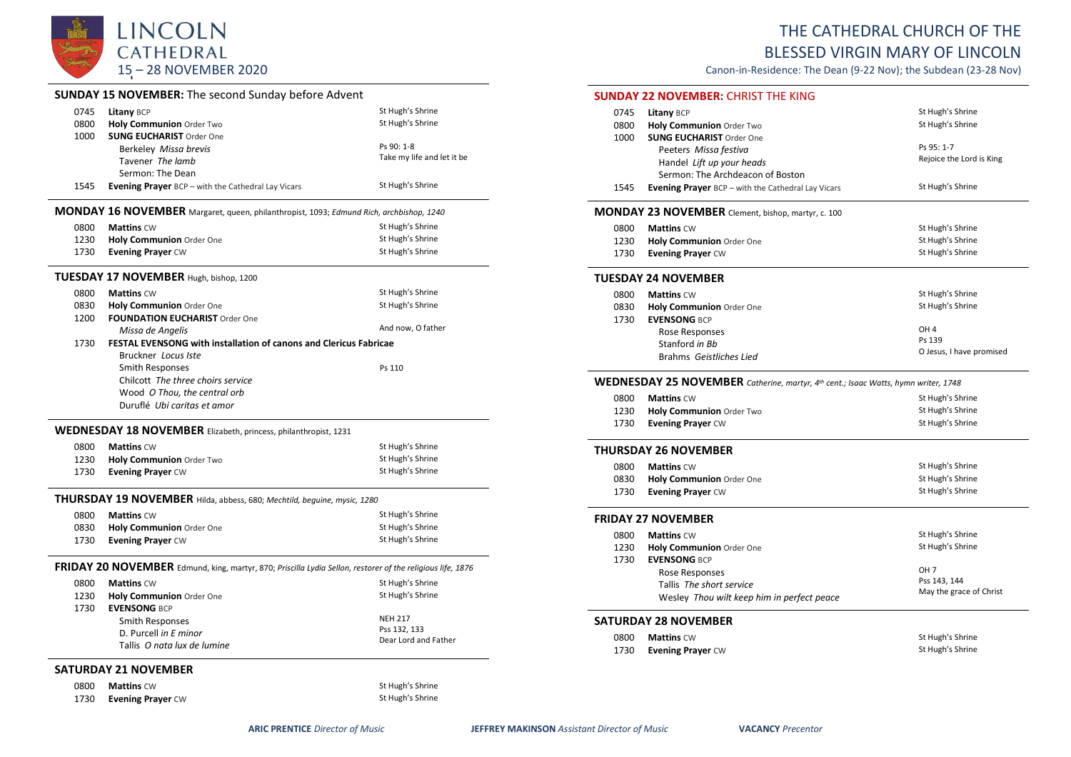# LINCOLN CATHEDRAL
## 15 – 28 NOVEMBER 2020

# THE CATHEDRAL CHURCH OF THE BLESSED VIRGIN MARY OF LINCOLN

Canon-in-Residence: The Dean (9-22 Nov); the Subdean (23-28 Nov)

### SUNDAY 15 NOVEMBER: The second Sunday before Advent

| | | |
|---|---|---|
| 0745 | **Litany** BCP | St Hugh's Shrine |
| 0800 | **Holy Communion** Order Two | St Hugh's Shrine |
| 1000 | **SUNG EUCHARIST** Order One | |
| | Berkeley *Missa brevis* | Ps 90: 1-8 |
| | Tavener *The lamb* | Take my life and let it be |
| | Sermon: The Dean | |
| 1545 | **Evening Prayer** BCP – with the Cathedral Lay Vicars | St Hugh's Shrine |

### MONDAY 16 NOVEMBER Margaret, queen, philanthropist, 1093; *Edmund Rich, archbishop, 1240*

| | | |
|---|---|---|
| 0800 | **Mattins** CW | St Hugh's Shrine |
| 1230 | **Holy Communion** Order One | St Hugh's Shrine |
| 1730 | **Evening Prayer** CW | St Hugh's Shrine |

### TUESDAY 17 NOVEMBER Hugh, bishop, 1200

| | | |
|---|---|---|
| 0800 | **Mattins** CW | St Hugh's Shrine |
| 0830 | **Holy Communion** Order One | St Hugh's Shrine |
| 1200 | **FOUNDATION EUCHARIST** Order One | |
| | *Missa de Angelis* | And now, O father |
| 1730 | **FESTAL EVENSONG with installation of canons and Clericus Fabricae** | |
| | Bruckner *Locus Iste* | |
| | Smith Responses | Ps 110 |
| | Chilcott *The three choirs service* | |
| | Wood *O Thou, the central orb* | |
| | Duruflé *Ubi caritas et amor* | |

### WEDNESDAY 18 NOVEMBER Elizabeth, princess, philanthropist, 1231

| | | |
|---|---|---|
| 0800 | **Mattins** CW | St Hugh's Shrine |
| 1230 | **Holy Communion** Order Two | St Hugh's Shrine |
| 1730 | **Evening Prayer** CW | St Hugh's Shrine |

### THURSDAY 19 NOVEMBER Hilda, abbess, 680; *Mechtild, beguine, mystic, 1280*

| | | |
|---|---|---|
| 0800 | **Mattins** CW | St Hugh's Shrine |
| 0830 | **Holy Communion** Order One | St Hugh's Shrine |
| 1730 | **Evening Prayer** CW | St Hugh's Shrine |

### FRIDAY 20 NOVEMBER Edmund, king, martyr, 870; *Priscilla Lydia Sellon, restorer of the religious life, 1876*

| | | |
|---|---|---|
| 0800 | **Mattins** CW | St Hugh's Shrine |
| 1230 | **Holy Communion** Order One | St Hugh's Shrine |
| 1730 | **EVENSONG** BCP | |
| | Smith Responses | NEH 217 |
| | D. Purcell *in E minor* | Pss 132, 133 |
| | Tallis *O nata lux de lumine* | Dear Lord and Father |

### SATURDAY 21 NOVEMBER

| | | |
|---|---|---|
| 0800 | **Mattins** CW | St Hugh's Shrine |
| 1730 | **Evening Prayer** CW | St Hugh's Shrine |

### SUNDAY 22 NOVEMBER: CHRIST THE KING

| | | |
|---|---|---|
| 0745 | **Litany** BCP | St Hugh's Shrine |
| 0800 | **Holy Communion** Order Two | St Hugh's Shrine |
| 1000 | **SUNG EUCHARIST** Order One | |
| | Peeters *Missa festiva* | Ps 95: 1-7 |
| | Handel *Lift up your heads* | Rejoice the Lord is King |
| | Sermon: The Archdeacon of Boston | |
| 1545 | **Evening Prayer** BCP – with the Cathedral Lay Vicars | St Hugh's Shrine |

### MONDAY 23 NOVEMBER Clement, bishop, martyr, c. 100

| | | |
|---|---|---|
| 0800 | **Mattins** CW | St Hugh's Shrine |
| 1230 | **Holy Communion** Order One | St Hugh's Shrine |
| 1730 | **Evening Prayer** CW | St Hugh's Shrine |

### TUESDAY 24 NOVEMBER

| | | |
|---|---|---|
| 0800 | **Mattins** CW | St Hugh's Shrine |
| 0830 | **Holy Communion** Order One | St Hugh's Shrine |
| 1730 | **EVENSONG** BCP | |
| | Rose Responses | OH 4 |
| | Stanford *in Bb* | Ps 139 |
| | Brahms *Geistliches Lied* | O Jesus, I have promised |

### WEDNESDAY 25 NOVEMBER *Catherine, martyr, 4th cent.; Isaac Watts, hymn writer, 1748*

| | | |
|---|---|---|
| 0800 | **Mattins** CW | St Hugh's Shrine |
| 1230 | **Holy Communion** Order Two | St Hugh's Shrine |
| 1730 | **Evening Prayer** CW | St Hugh's Shrine |

### THURSDAY 26 NOVEMBER

| | | |
|---|---|---|
| 0800 | **Mattins** CW | St Hugh's Shrine |
| 0830 | **Holy Communion** Order One | St Hugh's Shrine |
| 1730 | **Evening Prayer** CW | St Hugh's Shrine |

### FRIDAY 27 NOVEMBER

| | | |
|---|---|---|
| 0800 | **Mattins** CW | St Hugh's Shrine |
| 1230 | **Holy Communion** Order One | St Hugh's Shrine |
| 1730 | **EVENSONG** BCP | |
| | Rose Responses | OH 7 |
| | Tallis *The short service* | Pss 143, 144 |
| | Wesley *Thou wilt keep him in perfect peace* | May the grace of Christ |

### SATURDAY 28 NOVEMBER

| | | |
|---|---|---|
| 0800 | **Mattins** CW | St Hugh's Shrine |
| 1730 | **Evening Prayer** CW | St Hugh's Shrine |

**ARIC PRENTICE** *Director of Music* **JEFFREY MAKINSON** *Assistant Director of Music* **VACANCY** *Precentor*